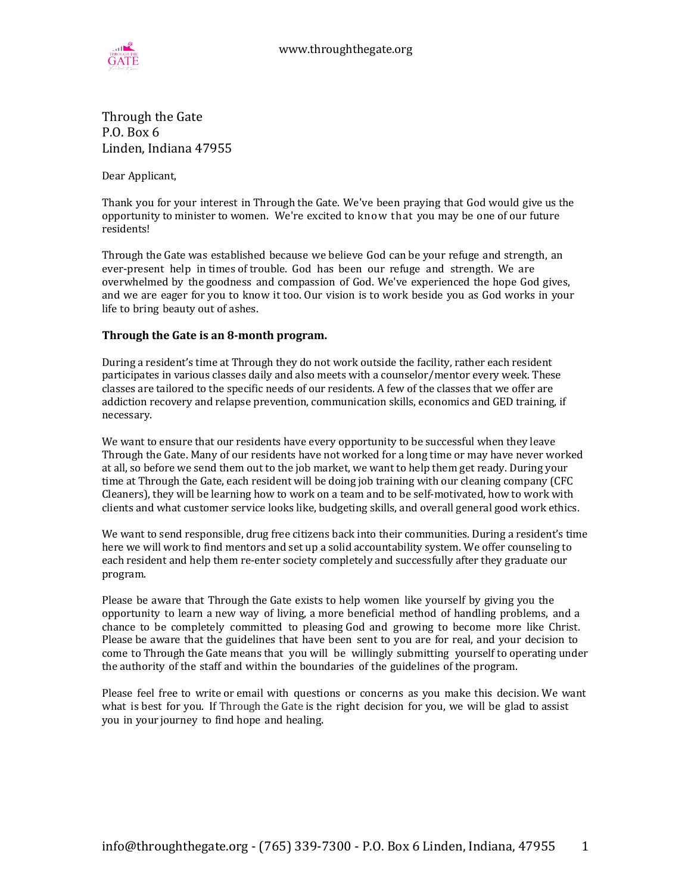www.throughthegate.org

Through the Gate
P.O. Box 6
Linden, Indiana 47955

Dear Applicant,

Thank you for your interest in Through the Gate. We've been praying that God would give us the opportunity to minister to women. We're excited to know that you may be one of our future residents!

Through the Gate was established because we believe God can be your refuge and strength, an ever-present help in times of trouble. God has been our refuge and strength. We are overwhelmed by the goodness and compassion of God. We've experienced the hope God gives, and we are eager for you to know it too. Our vision is to work beside you as God works in your life to bring beauty out of ashes.

**Through the Gate is an 8-month program.**

During a resident's time at Through they do not work outside the facility, rather each resident participates in various classes daily and also meets with a counselor/mentor every week. These classes are tailored to the specific needs of our residents. A few of the classes that we offer are addiction recovery and relapse prevention, communication skills, economics and GED training, if necessary.

We want to ensure that our residents have every opportunity to be successful when they leave Through the Gate. Many of our residents have not worked for a long time or may have never worked at all, so before we send them out to the job market, we want to help them get ready. During your time at Through the Gate, each resident will be doing job training with our cleaning company (CFC Cleaners), they will be learning how to work on a team and to be self-motivated, how to work with clients and what customer service looks like, budgeting skills, and overall general good work ethics.

We want to send responsible, drug free citizens back into their communities. During a resident's time here we will work to find mentors and set up a solid accountability system. We offer counseling to each resident and help them re-enter society completely and successfully after they graduate our program.

Please be aware that Through the Gate exists to help women like yourself by giving you the opportunity to learn a new way of living, a more beneficial method of handling problems, and a chance to be completely committed to pleasing God and growing to become more like Christ. Please be aware that the guidelines that have been sent to you are for real, and your decision to come to Through the Gate means that you will be willingly submitting yourself to operating under the authority of the staff and within the boundaries of the guidelines of the program.

Please feel free to write or email with questions or concerns as you make this decision. We want what is best for you. If Through the Gate is the right decision for you, we will be glad to assist you in your journey to find hope and healing.

info@throughthegate.org - (765) 339-7300 - P.O. Box 6 Linden, Indiana, 47955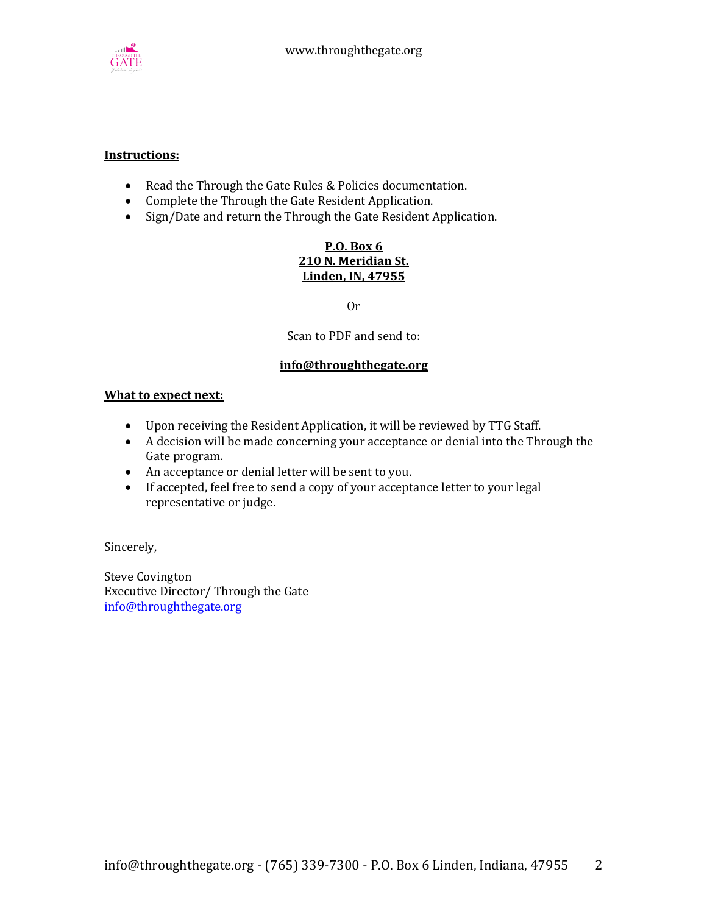**Instructions:**

- Read the Through the Gate Rules & Policies documentation.
- Complete the Through the Gate Resident Application.
- Sign/Date and return the Through the Gate Resident Application.

**P.O. Box 6**
**210 N. Meridian St.**
**Linden, IN, 47955**

Or

Scan to PDF and send to:

**info@throughthegate.org**

**What to expect next:**

- Upon receiving the Resident Application, it will be reviewed by TTG Staff.
- A decision will be made concerning your acceptance or denial into the Through the Gate program.
- An acceptance or denial letter will be sent to you.
- If accepted, feel free to send a copy of your acceptance letter to your legal representative or judge.

Sincerely,

Steve Covington
Executive Director/ Through the Gate
info@throughthegate.org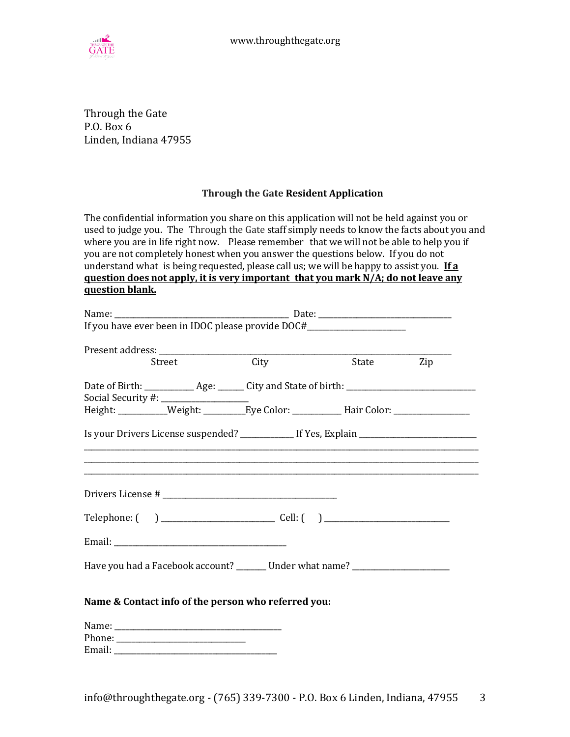Through the Gate
P.O. Box 6
Linden, Indiana 47955

**Through the Gate Resident Application**

The confidential information you share on this application will not be held against you or used to judge you. The Through the Gate staff simply needs to know the facts about you and where you are in life right now. Please remember that we will not be able to help you if you are not completely honest when you answer the questions below. If you do not understand what is being requested, please call us; we will be happy to assist you. **<u>If a question does not apply, it is very important that you mark N/A; do not leave any question blank.</u>**

Name: ___________________________________________ Date: _________________________________

If you have ever been in IDOC please provide DOC#__________________________

Present address: ___________________________________________________________________________

Street City State Zip

Date of Birth: ____________ Age: ______ City and State of birth: ________________________________

Social Security #: _____________________

Height: ____________Weight: __________Eye Color: ____________ Hair Color: ___________________

Is your Drivers License suspended? ______________ If Yes, Explain _____________________________

_____________________________________________________________________________________________

_____________________________________________________________________________________________

_____________________________________________________________________________________________

Drivers License # ___________________________________________

Telephone: ( ) ____________________________ Cell: ( ) _______________________________

Email: ___________________________________________

Have you had a Facebook account? _______ Under what name? ________________________

**Name & Contact info of the person who referred you:**

Name: __________________________________________

Phone: _______________________________

Email: _________________________________________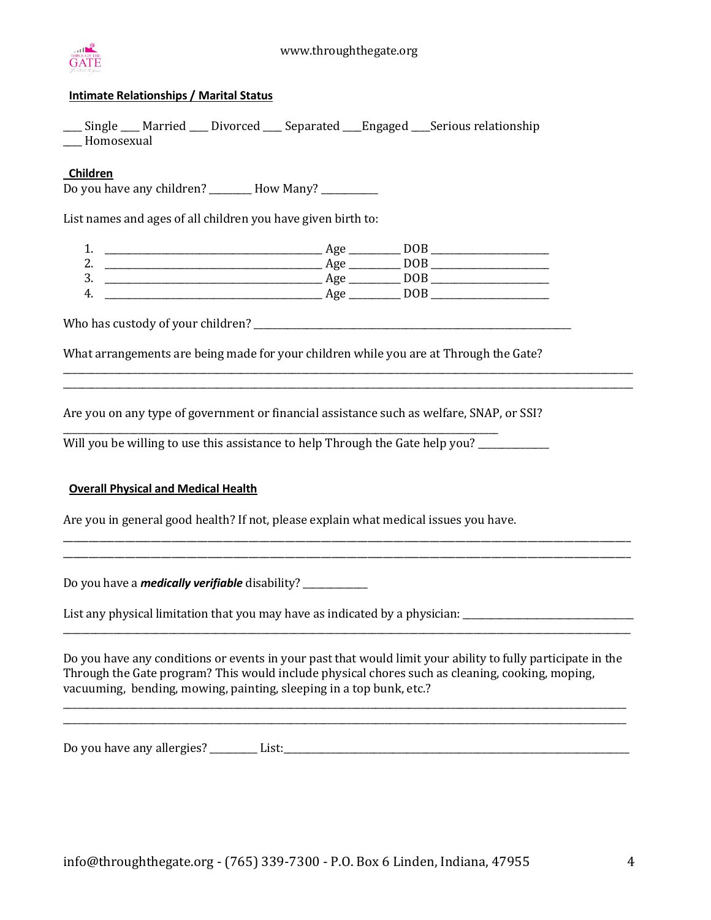**Intimate Relationships / Marital Status**

____ Single ____ Married ____ Divorced ____ Separated ____Engaged ____Serious relationship
____ Homosexual

**Children**

Do you have any children? ________ How Many? ___________

List names and ages of all children you have given birth to:

1. __________________________________________ Age _________ DOB ______________________
2. __________________________________________ Age _________ DOB ______________________
3. __________________________________________ Age _________ DOB ______________________
4. __________________________________________ Age _________ DOB ______________________

Who has custody of your children? ___________________________________________________________

What arrangements are being made for your children while you are at Through the Gate?
______________________________________________________________________________________________
______________________________________________________________________________________________

Are you on any type of government or financial assistance such as welfare, SNAP, or SSI?
___________________________________________________________________________________

Will you be willing to use this assistance to help Through the Gate help you? ______________

**Overall Physical and Medical Health**

Are you in general good health? If not, please explain what medical issues you have.
______________________________________________________________________________________________
______________________________________________________________________________________________

Do you have a ***medically verifiable*** disability? _____________

List any physical limitation that you may have as indicated by a physician: ________________________________
______________________________________________________________________________________________

Do you have any conditions or events in your past that would limit your ability to fully participate in the Through the Gate program? This would include physical chores such as cleaning, cooking, moping, vacuuming, bending, mowing, painting, sleeping in a top bunk, etc.?
______________________________________________________________________________________________
______________________________________________________________________________________________

Do you have any allergies? _________ List:_____________________________________________________________________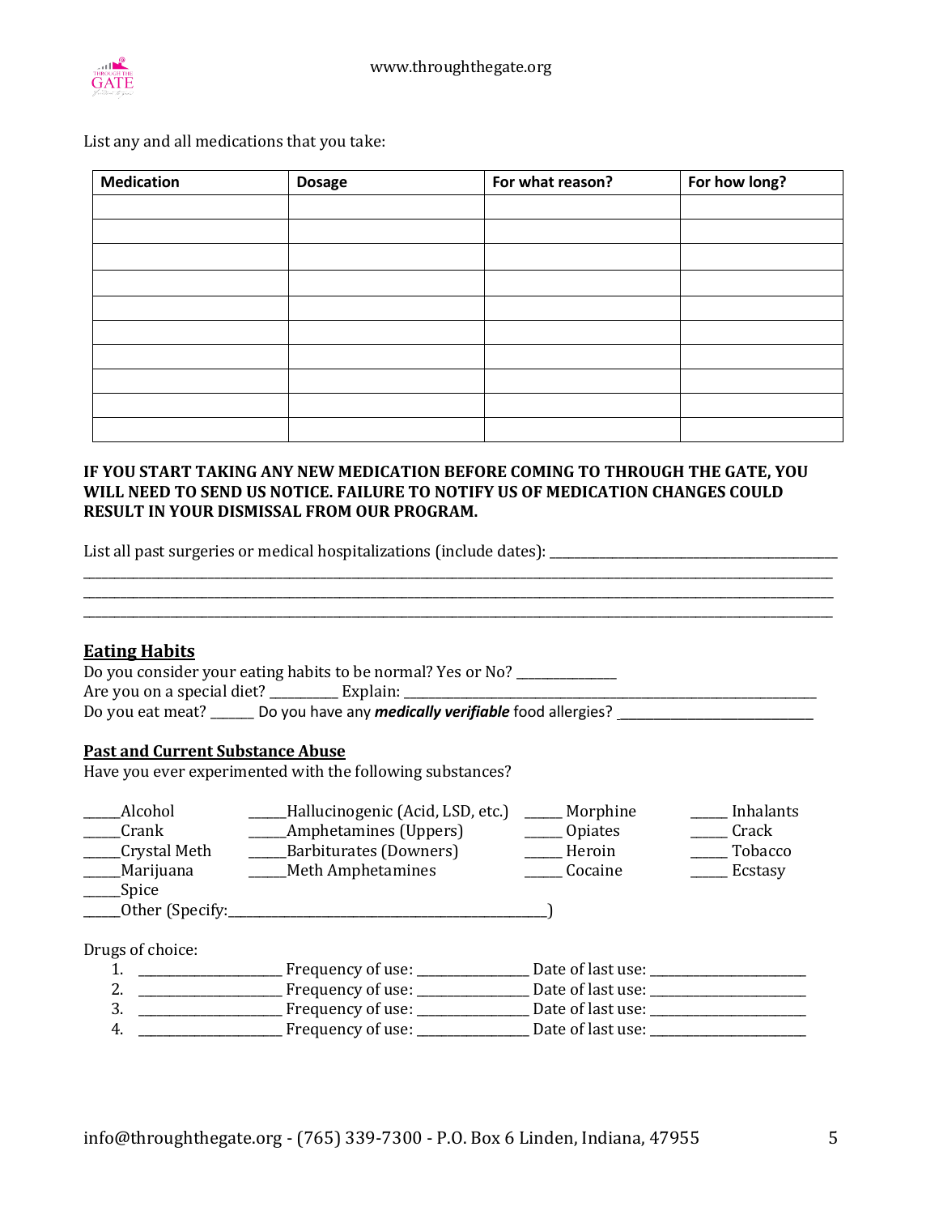List any and all medications that you take:

| Medication | Dosage | For what reason? | For how long? |
| --- | --- | --- | --- |
| | | | |
| | | | |
| | | | |
| | | | |
| | | | |
| | | | |
| | | | |
| | | | |
| | | | |
| | | | |

**IF YOU START TAKING ANY NEW MEDICATION BEFORE COMING TO THROUGH THE GATE, YOU WILL NEED TO SEND US NOTICE. FAILURE TO NOTIFY US OF MEDICATION CHANGES COULD RESULT IN YOUR DISMISSAL FROM OUR PROGRAM.**

List all past surgeries or medical hospitalizations (include dates): ________________________________________
____________________________________________________________________________________________________
____________________________________________________________________________________________________
____________________________________________________________________________________________________

## Eating Habits

Do you consider your eating habits to be normal? Yes or No? _____________
Are you on a special diet? _________ Explain: ____________________________________________________________
Do you eat meat? ______ Do you have any ***medically verifiable*** food allergies? __________________________

## Past and Current Substance Abuse

Have you ever experimented with the following substances?

_____Alcohol
_____Crank
_____Crystal Meth
_____Marijuana
_____Spice
_____Hallucinogenic (Acid, LSD, etc.)
_____Amphetamines (Uppers)
_____Barbiturates (Downers)
_____Meth Amphetamines
_____ Morphine
_____ Opiates
_____ Heroin
_____ Cocaine
_____ Inhalants
_____ Crack
_____ Tobacco
_____ Ecstasy
_____Other (Specify:______________________________________________)

Drugs of choice:

1. ____________________ Frequency of use: _______________ Date of last use: ______________________
2. ____________________ Frequency of use: _______________ Date of last use: ______________________
3. ____________________ Frequency of use: _______________ Date of last use: ______________________
4. ____________________ Frequency of use: _______________ Date of last use: ______________________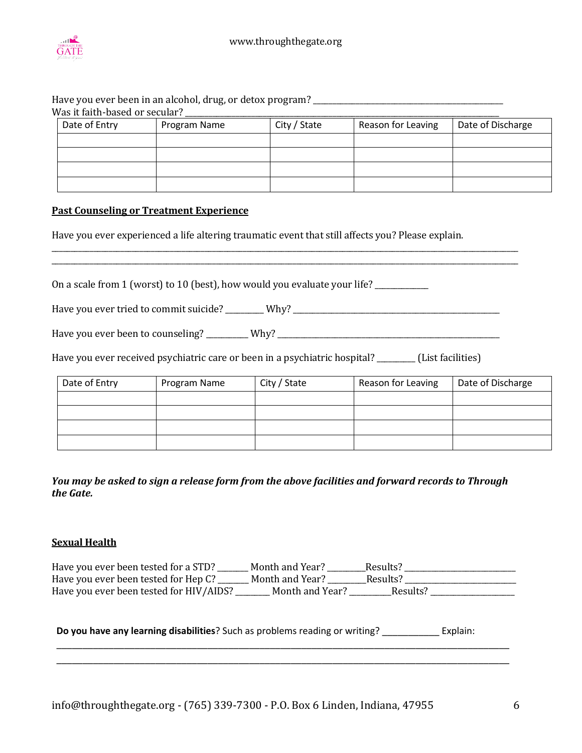Have you ever been in an alcohol, drug, or detox program? ___________________________________________
Was it faith-based or secular? ___________________________________________________________________

| Date of Entry | Program Name | City / State | Reason for Leaving | Date of Discharge |
|---|---|---|---|---|
| | | | | |
| | | | | |
| | | | | |
| | | | | |

**Past Counseling or Treatment Experience**

Have you ever experienced a life altering traumatic event that still affects you? Please explain.

_______________________________________________________________________________________________________
_______________________________________________________________________________________________________

On a scale from 1 (worst) to 10 (best), how would you evaluate your life? ____________

Have you ever tried to commit suicide? _________ Why? _______________________________________________

Have you ever been to counseling? __________ Why? __________________________________________________

Have you ever received psychiatric care or been in a psychiatric hospital? _________ (List facilities)

| Date of Entry | Program Name | City / State | Reason for Leaving | Date of Discharge |
|---|---|---|---|---|
| | | | | |
| | | | | |
| | | | | |
| | | | | |

***You may be asked to sign a release form from the above facilities and forward records to Through the Gate.***

**Sexual Health**

Have you ever been tested for a STD? _______ Month and Year? _________Results? _________________________
Have you ever been tested for Hep C? _______ Month and Year? _________Results? _________________________
Have you ever been tested for HIV/AIDS? ________ Month and Year? __________Results? ___________________

**Do you have any learning disabilities**? Such as problems reading or writing? ____________ Explain:

_______________________________________________________________________________________________________
_______________________________________________________________________________________________________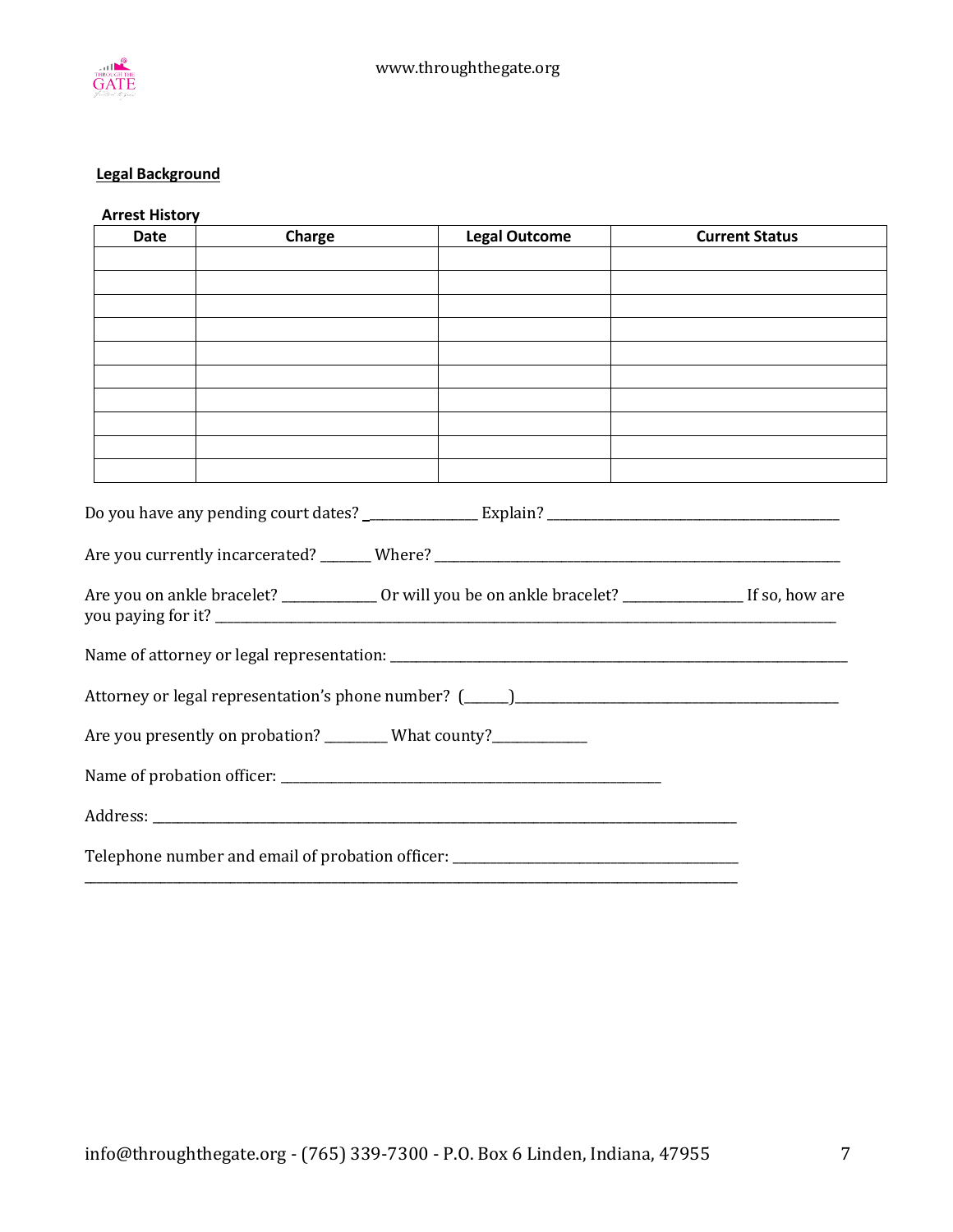**Legal Background**

**Arrest History**

| Date | Charge | Legal Outcome | Current Status |
|---|---|---|---|
| | | | |
| | | | |
| | | | |
| | | | |
| | | | |
| | | | |
| | | | |
| | | | |
| | | | |
| | | | |

Do you have any pending court dates? _______________ Explain? ___________________________________________

Are you currently incarcerated? _______ Where? ___________________________________________________________

Are you on ankle bracelet? _____________ Or will you be on ankle bracelet? ________________ If so, how are you paying for it? ______________________________________________________________________________________

Name of attorney or legal representation: ______________________________________________________________

Attorney or legal representation's phone number? (______)______________________________________________

Are you presently on probation? _________ What county?_____________

Name of probation officer: _______________________________________________________

Address: ____________________________________________________________________________________

Telephone number and email of probation officer: ________________________________________
_____________________________________________________________________________________________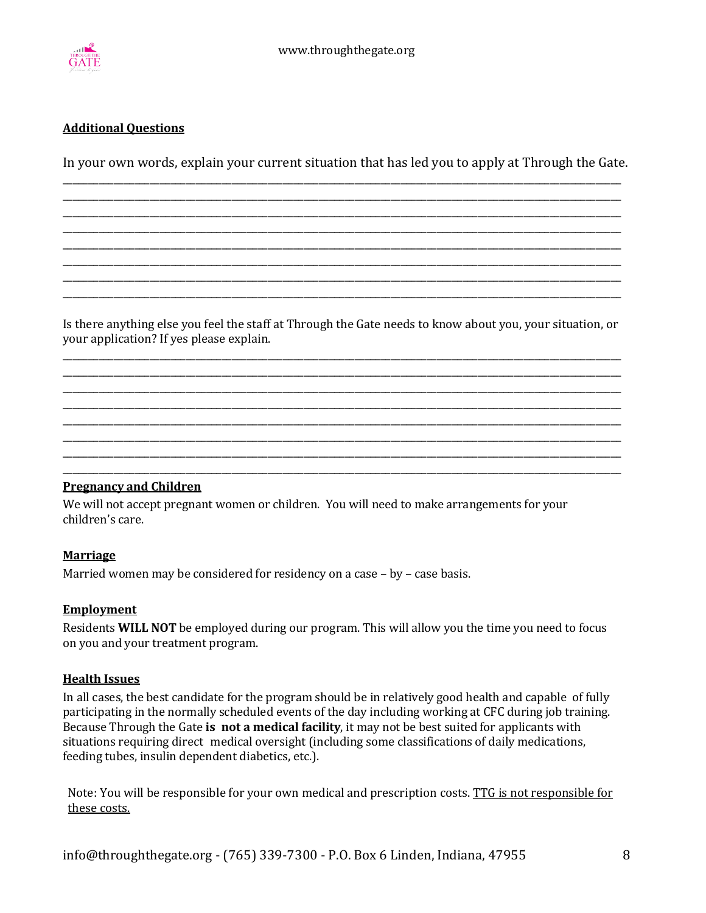## Additional Questions

In your own words, explain your current situation that has led you to apply at Through the Gate.

________________________________________________________________________________________________
________________________________________________________________________________________________
________________________________________________________________________________________________
________________________________________________________________________________________________
________________________________________________________________________________________________
________________________________________________________________________________________________
________________________________________________________________________________________________
________________________________________________________________________________________________

Is there anything else you feel the staff at Through the Gate needs to know about you, your situation, or your application? If yes please explain.

________________________________________________________________________________________________
________________________________________________________________________________________________
________________________________________________________________________________________________
________________________________________________________________________________________________
________________________________________________________________________________________________
________________________________________________________________________________________________
________________________________________________________________________________________________
________________________________________________________________________________________________

## Pregnancy and Children

We will not accept pregnant women or children. You will need to make arrangements for your children's care.

## Marriage

Married women may be considered for residency on a case – by – case basis.

## Employment

Residents **WILL NOT** be employed during our program. This will allow you the time you need to focus on you and your treatment program.

## Health Issues

In all cases, the best candidate for the program should be in relatively good health and capable of fully participating in the normally scheduled events of the day including working at CFC during job training. Because Through the Gate **is not a medical facility**, it may not be best suited for applicants with situations requiring direct medical oversight (including some classifications of daily medications, feeding tubes, insulin dependent diabetics, etc.).

Note: You will be responsible for your own medical and prescription costs. <u>TTG is not responsible for these costs.</u>

info@throughthegate.org - (765) 339-7300 - P.O. Box 6 Linden, Indiana, 47955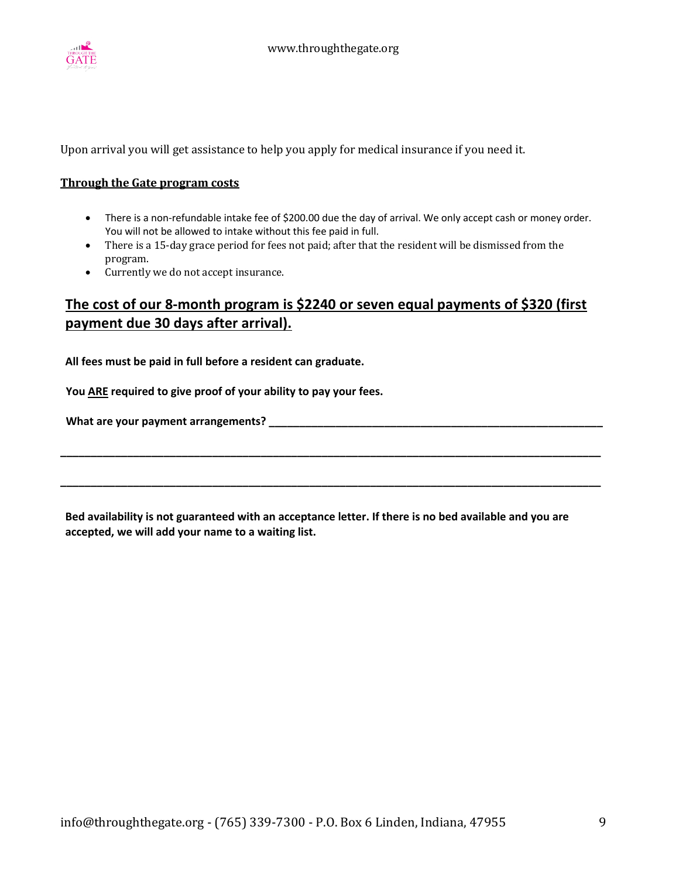Upon arrival you will get assistance to help you apply for medical insurance if you need it.

**Through the Gate program costs**

- There is a non-refundable intake fee of $200.00 due the day of arrival. We only accept cash or money order. You will not be allowed to intake without this fee paid in full.
- There is a 15-day grace period for fees not paid; after that the resident will be dismissed from the program.
- Currently we do not accept insurance.

## The cost of our 8-month program is $2240 or seven equal payments of $320 (first payment due 30 days after arrival).

**All fees must be paid in full before a resident can graduate.**

**You ARE required to give proof of your ability to pay your fees.**

**What are your payment arrangements?** ___________________________________________

_______________________________________________________________________________

_______________________________________________________________________________

**Bed availability is not guaranteed with an acceptance letter. If there is no bed available and you are accepted, we will add your name to a waiting list.**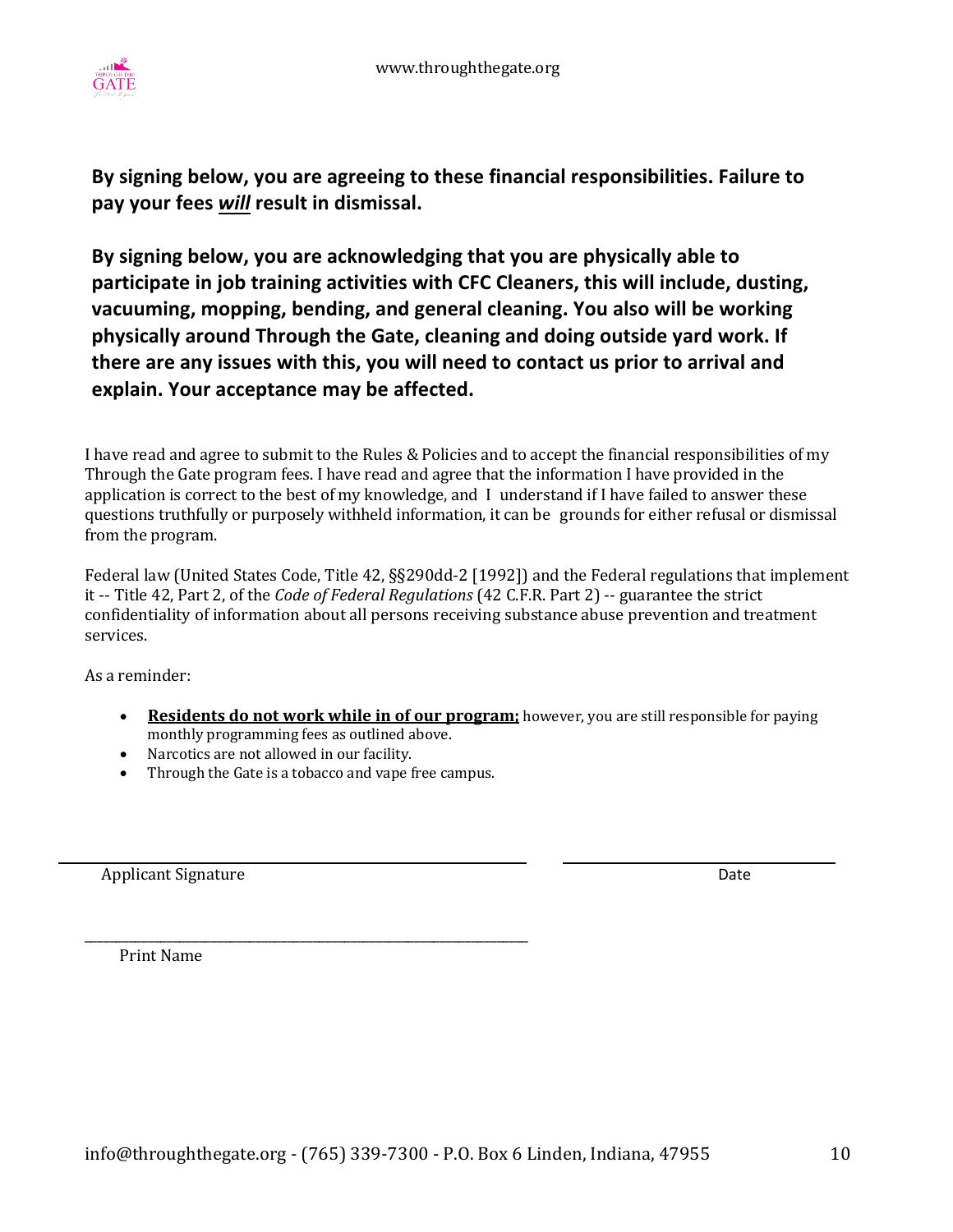**By signing below, you are agreeing to these financial responsibilities. Failure to pay your fees *will* result in dismissal.**

**By signing below, you are acknowledging that you are physically able to participate in job training activities with CFC Cleaners, this will include, dusting, vacuuming, mopping, bending, and general cleaning. You also will be working physically around Through the Gate, cleaning and doing outside yard work. If there are any issues with this, you will need to contact us prior to arrival and explain. Your acceptance may be affected.**

I have read and agree to submit to the Rules & Policies and to accept the financial responsibilities of my Through the Gate program fees. I have read and agree that the information I have provided in the application is correct to the best of my knowledge, and I understand if I have failed to answer these questions truthfully or purposely withheld information, it can be grounds for either refusal or dismissal from the program.

Federal law (United States Code, Title 42, §§290dd-2 [1992]) and the Federal regulations that implement it -- Title 42, Part 2, of the *Code of Federal Regulations* (42 C.F.R. Part 2) -- guarantee the strict confidentiality of information about all persons receiving substance abuse prevention and treatment services.

As a reminder:

- **Residents do not work while in of our program;** however, you are still responsible for paying monthly programming fees as outlined above.
- Narcotics are not allowed in our facility.
- Through the Gate is a tobacco and vape free campus.

______________________________ ______________

Applicant Signature Date

______________________________

Print Name